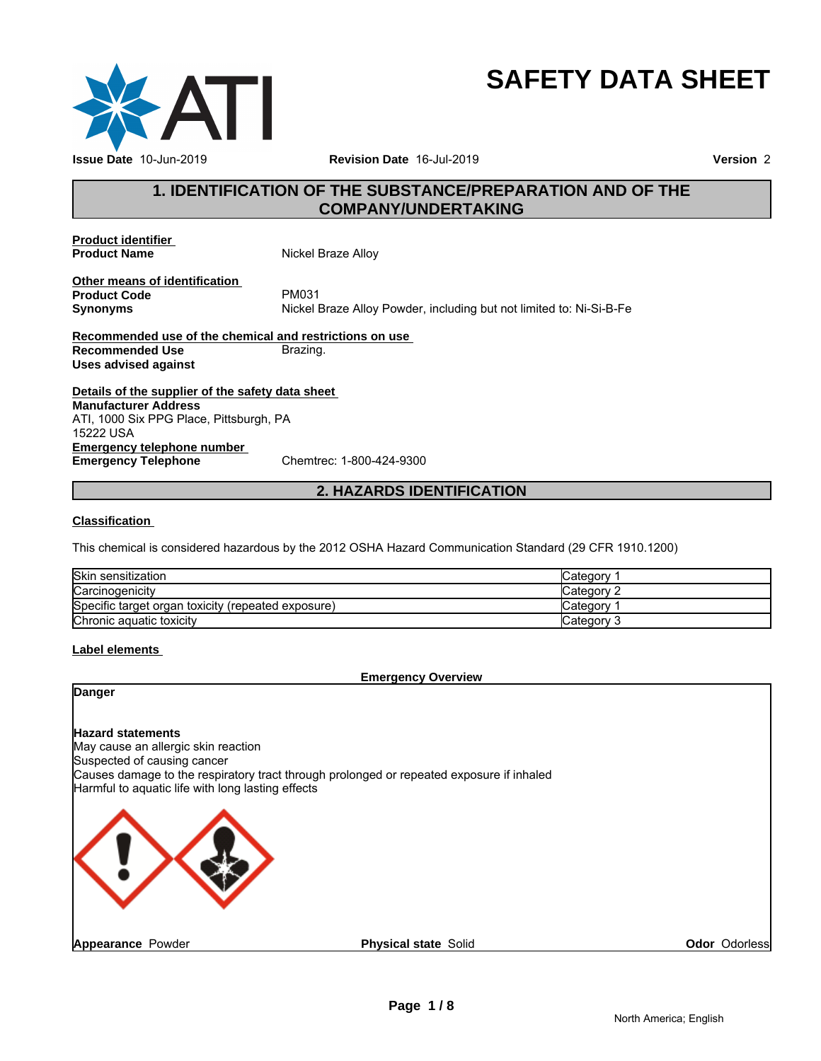# SAFETY DATA SHEET

**Issue Date** 10-Jun-2019 **Revision Date** 16-Jul-2019 **Version** 2

## 1. IDENTIFICATION OF THE SUBSTANCE/PREPARATION AND OF THE COMPANY/UNDERTAKING

**Product identifier**

**Product Name** Nickel Braze Alloy

**Other means of identification**

**Product Code** PM031

**Synonyms** Nickel Braze Alloy Powder, including but not limited to: Ni-Si-B-Fe

**Recommended use of the chemical and restrictions on use**

**Recommended Use** Brazing.

**Uses advised against**

**Details of the supplier of the safety data sheet**

**Manufacturer Address**
ATI, 1000 Six PPG Place, Pittsburgh, PA
15222 USA

**Emergency telephone number**

**Emergency Telephone** Chemtrec: 1-800-424-9300

## 2. HAZARDS IDENTIFICATION

**Classification**

This chemical is considered hazardous by the 2012 OSHA Hazard Communication Standard (29 CFR 1910.1200)

| Hazard | Category |
| --- | --- |
| Skin sensitization | Category 1 |
| Carcinogenicity | Category 2 |
| Specific target organ toxicity (repeated exposure) | Category 1 |
| Chronic aquatic toxicity | Category 3 |

**Label elements**

**Emergency Overview**

**Danger**

**Hazard statements**
May cause an allergic skin reaction
Suspected of causing cancer
Causes damage to the respiratory tract through prolonged or repeated exposure if inhaled
Harmful to aquatic life with long lasting effects

**Appearance** Powder **Physical state** Solid **Odor** Odorless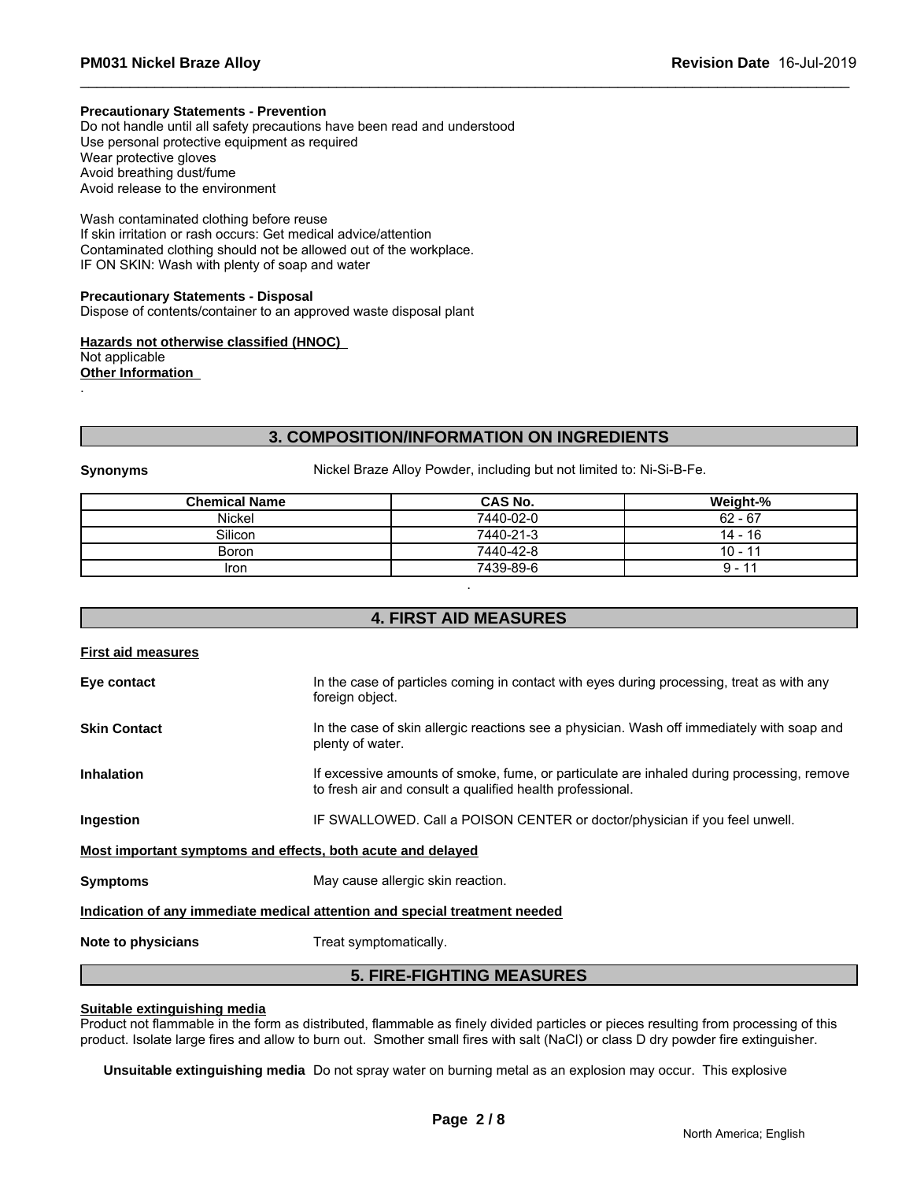**Precautionary Statements - Prevention**
Do not handle until all safety precautions have been read and understood
Use personal protective equipment as required
Wear protective gloves
Avoid breathing dust/fume
Avoid release to the environment

Wash contaminated clothing before reuse
If skin irritation or rash occurs: Get medical advice/attention
Contaminated clothing should not be allowed out of the workplace.
IF ON SKIN: Wash with plenty of soap and water

**Precautionary Statements - Disposal**
Dispose of contents/container to an approved waste disposal plant

**Hazards not otherwise classified (HNOC)**
Not applicable
**Other Information**
.

## 3. COMPOSITION/INFORMATION ON INGREDIENTS

**Synonyms** Nickel Braze Alloy Powder, including but not limited to: Ni-Si-B-Fe.

| Chemical Name | CAS No. | Weight-% |
|---|---|---|
| Nickel | 7440-02-0 | 62 - 67 |
| Silicon | 7440-21-3 | 14 - 16 |
| Boron | 7440-42-8 | 10 - 11 |
| Iron | 7439-89-6 | 9 - 11 |

.

## 4. FIRST AID MEASURES

**First aid measures**

**Eye contact** In the case of particles coming in contact with eyes during processing, treat as with any foreign object.

**Skin Contact** In the case of skin allergic reactions see a physician. Wash off immediately with soap and plenty of water.

**Inhalation** If excessive amounts of smoke, fume, or particulate are inhaled during processing, remove to fresh air and consult a qualified health professional.

**Ingestion** IF SWALLOWED. Call a POISON CENTER or doctor/physician if you feel unwell.

**Most important symptoms and effects, both acute and delayed**

**Symptoms** May cause allergic skin reaction.

**Indication of any immediate medical attention and special treatment needed**

**Note to physicians** Treat symptomatically.

## 5. FIRE-FIGHTING MEASURES

**Suitable extinguishing media**
Product not flammable in the form as distributed, flammable as finely divided particles or pieces resulting from processing of this product. Isolate large fires and allow to burn out. Smother small fires with salt (NaCl) or class D dry powder fire extinguisher.

**Unsuitable extinguishing media** Do not spray water on burning metal as an explosion may occur. This explosive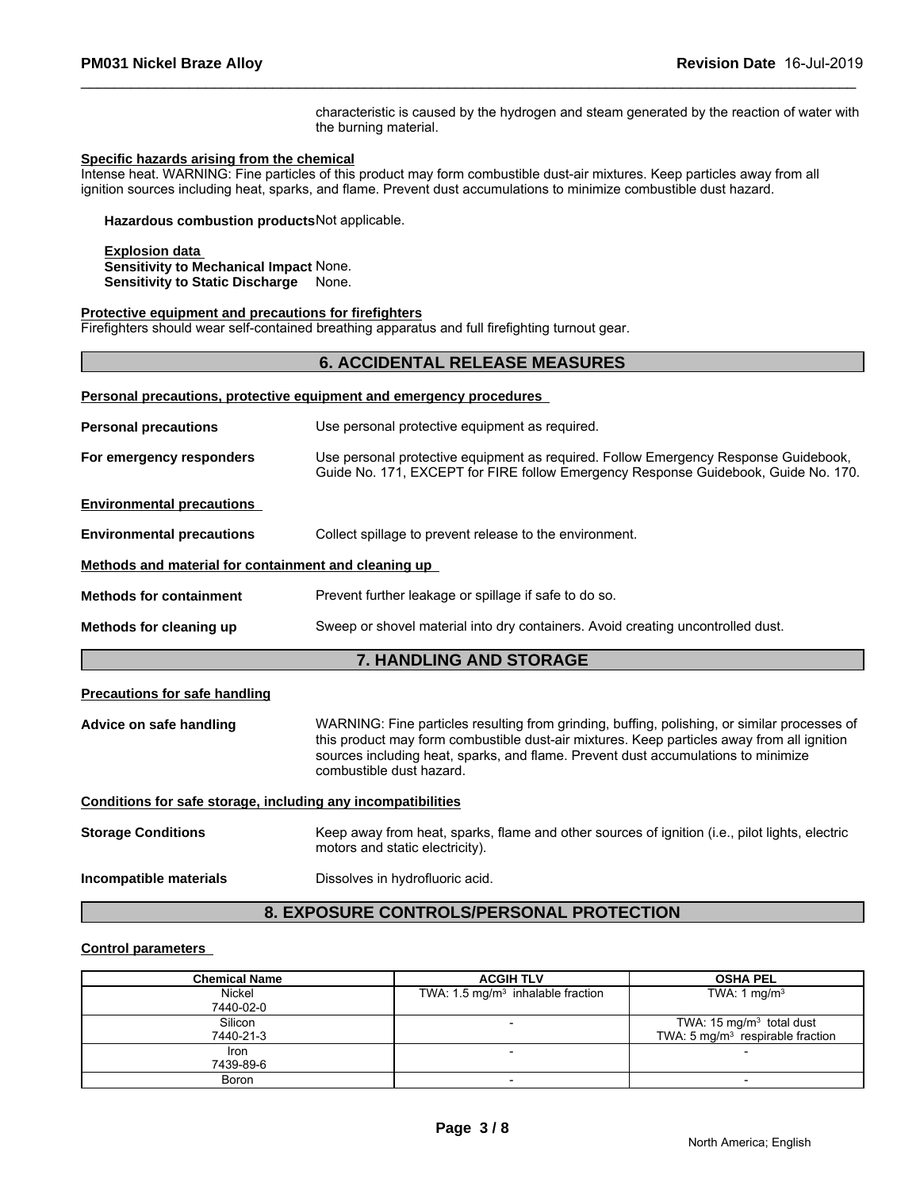characteristic is caused by the hydrogen and steam generated by the reaction of water with the burning material.

**Specific hazards arising from the chemical**

Intense heat. WARNING: Fine particles of this product may form combustible dust-air mixtures. Keep particles away from all ignition sources including heat, sparks, and flame. Prevent dust accumulations to minimize combustible dust hazard.

**Hazardous combustion products** Not applicable.

**Explosion data**

**Sensitivity to Mechanical Impact** None.

**Sensitivity to Static Discharge** None.

**Protective equipment and precautions for firefighters**

Firefighters should wear self-contained breathing apparatus and full firefighting turnout gear.

## 6. ACCIDENTAL RELEASE MEASURES

**Personal precautions, protective equipment and emergency procedures**

**Personal precautions** Use personal protective equipment as required.

**For emergency responders** Use personal protective equipment as required. Follow Emergency Response Guidebook, Guide No. 171, EXCEPT for FIRE follow Emergency Response Guidebook, Guide No. 170.

**Environmental precautions**

**Environmental precautions** Collect spillage to prevent release to the environment.

**Methods and material for containment and cleaning up**

**Methods for containment** Prevent further leakage or spillage if safe to do so.

**Methods for cleaning up** Sweep or shovel material into dry containers. Avoid creating uncontrolled dust.

## 7. HANDLING AND STORAGE

**Precautions for safe handling**

**Advice on safe handling** WARNING: Fine particles resulting from grinding, buffing, polishing, or similar processes of this product may form combustible dust-air mixtures. Keep particles away from all ignition sources including heat, sparks, and flame. Prevent dust accumulations to minimize combustible dust hazard.

**Conditions for safe storage, including any incompatibilities**

**Storage Conditions** Keep away from heat, sparks, flame and other sources of ignition (i.e., pilot lights, electric motors and static electricity).

**Incompatible materials** Dissolves in hydrofluoric acid.

## 8. EXPOSURE CONTROLS/PERSONAL PROTECTION

**Control parameters**

| Chemical Name | ACGIH TLV | OSHA PEL |
|---|---|---|
| Nickel<br>7440-02-0 | TWA: 1.5 mg/m$^3$ inhalable fraction | TWA: 1 mg/m$^3$ |
| Silicon<br>7440-21-3 | - | TWA: 15 mg/m$^3$ total dust<br>TWA: 5 mg/m$^3$ respirable fraction |
| Iron<br>7439-89-6 | - | - |
| Boron | - | - |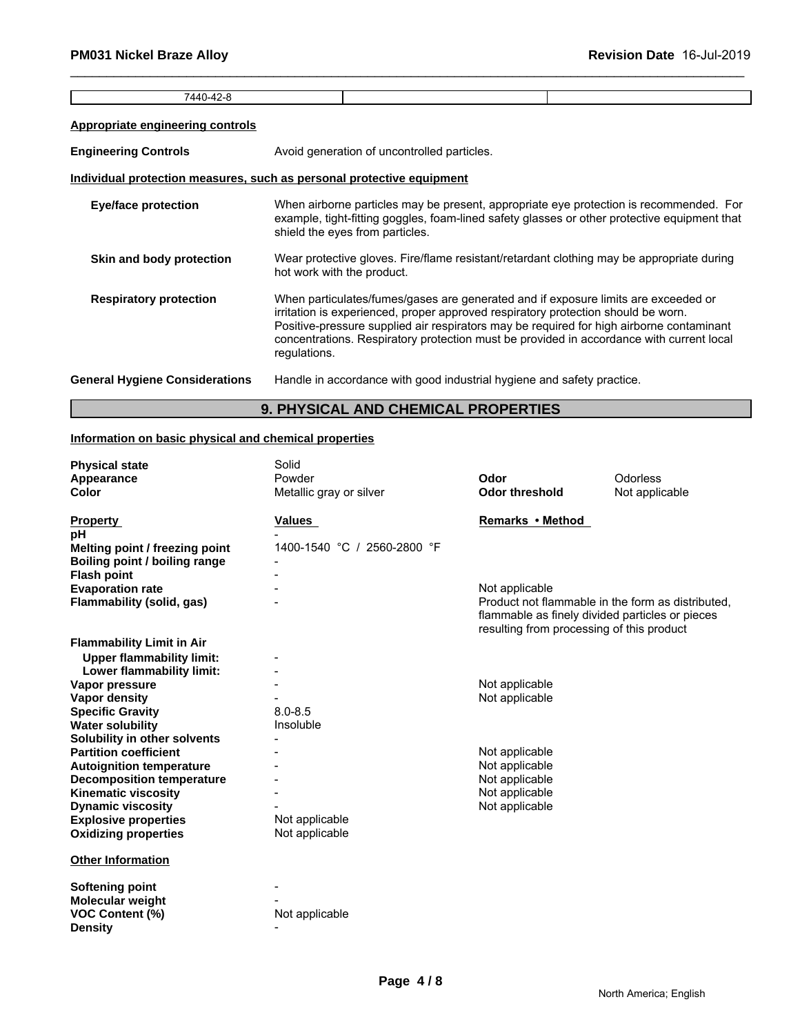| 7440-42-8 | | |
|---|---|---|

**Appropriate engineering controls**

**Engineering Controls** Avoid generation of uncontrolled particles.

**Individual protection measures, such as personal protective equipment**

**Eye/face protection** When airborne particles may be present, appropriate eye protection is recommended. For example, tight-fitting goggles, foam-lined safety glasses or other protective equipment that shield the eyes from particles.

**Skin and body protection** Wear protective gloves. Fire/flame resistant/retardant clothing may be appropriate during hot work with the product.

**Respiratory protection** When particulates/fumes/gases are generated and if exposure limits are exceeded or irritation is experienced, proper approved respiratory protection should be worn. Positive-pressure supplied air respirators may be required for high airborne contaminant concentrations. Respiratory protection must be provided in accordance with current local regulations.

**General Hygiene Considerations** Handle in accordance with good industrial hygiene and safety practice.

## 9. PHYSICAL AND CHEMICAL PROPERTIES

**Information on basic physical and chemical properties**

| | | | |
|---|---|---|---|
| **Physical state** | Solid | | |
| **Appearance** | Powder | **Odor** | Odorless |
| **Color** | Metallic gray or silver | **Odor threshold** | Not applicable |

| **Property** | **Values** | **Remarks • Method** |
|---|---|---|
| **pH** | - | |
| **Melting point / freezing point** | 1400-1540 °C / 2560-2800 °F | |
| **Boiling point / boiling range** | - | |
| **Flash point** | - | |
| **Evaporation rate** | - | Not applicable |
| **Flammability (solid, gas)** | - | Product not flammable in the form as distributed, flammable as finely divided particles or pieces resulting from processing of this product |
| **Flammability Limit in Air** | | |
| **Upper flammability limit:** | - | |
| **Lower flammability limit:** | - | |
| **Vapor pressure** | - | Not applicable |
| **Vapor density** | - | Not applicable |
| **Specific Gravity** | 8.0-8.5 | |
| **Water solubility** | Insoluble | |
| **Solubility in other solvents** | - | |
| **Partition coefficient** | - | Not applicable |
| **Autoignition temperature** | - | Not applicable |
| **Decomposition temperature** | - | Not applicable |
| **Kinematic viscosity** | - | Not applicable |
| **Dynamic viscosity** | - | Not applicable |
| **Explosive properties** | Not applicable | |
| **Oxidizing properties** | Not applicable | |

**Other Information**

| | |
|---|---|
| **Softening point** | - |
| **Molecular weight** | - |
| **VOC Content (%)** | Not applicable |
| **Density** | - |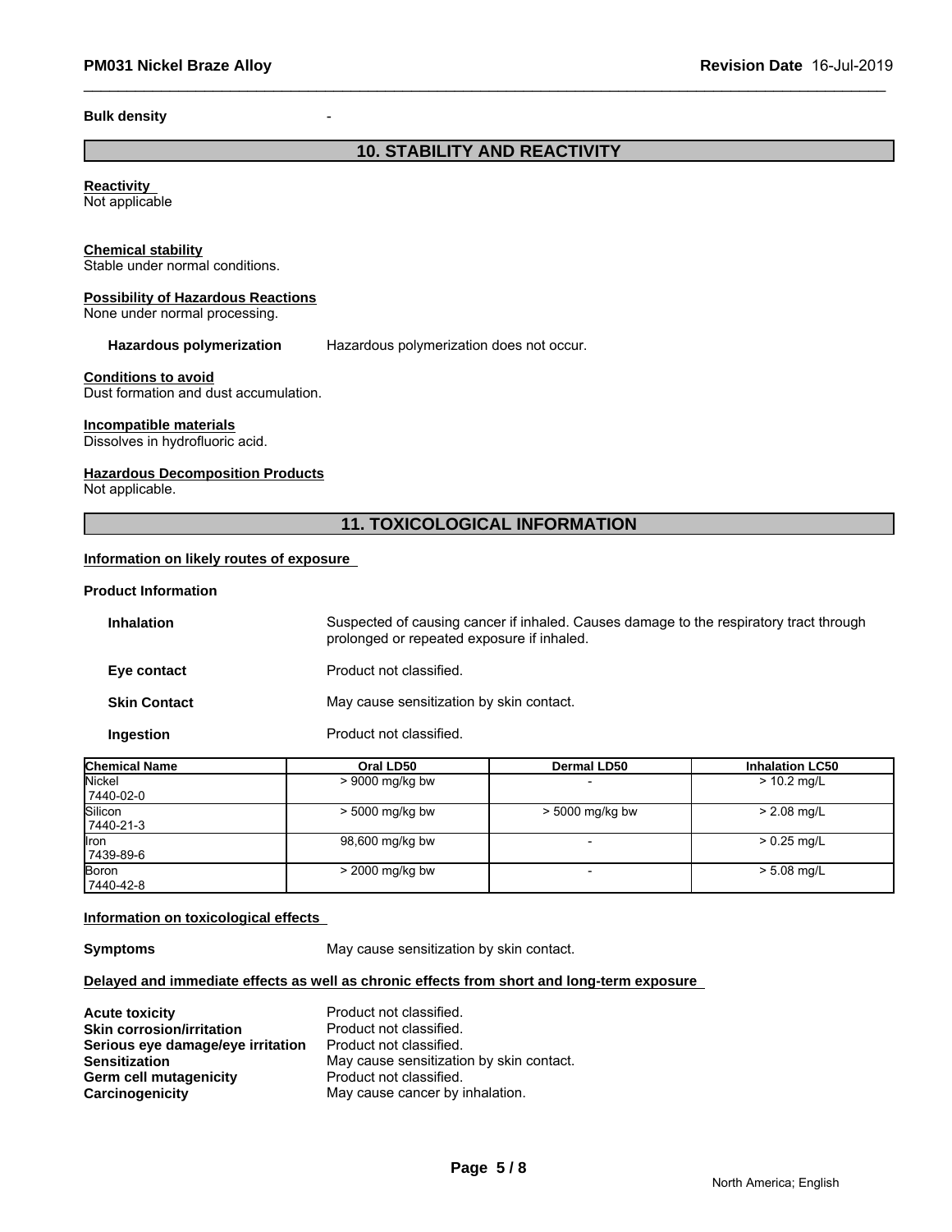**Bulk density** -

## 10. STABILITY AND REACTIVITY

**Reactivity**
Not applicable

**Chemical stability**
Stable under normal conditions.

**Possibility of Hazardous Reactions**
None under normal processing.

**Hazardous polymerization** Hazardous polymerization does not occur.

**Conditions to avoid**
Dust formation and dust accumulation.

**Incompatible materials**
Dissolves in hydrofluoric acid.

**Hazardous Decomposition Products**
Not applicable.

## 11. TOXICOLOGICAL INFORMATION

**Information on likely routes of exposure**

**Product Information**

**Inhalation** Suspected of causing cancer if inhaled. Causes damage to the respiratory tract through prolonged or repeated exposure if inhaled.

**Eye contact** Product not classified.

**Skin Contact** May cause sensitization by skin contact.

**Ingestion** Product not classified.

| Chemical Name | Oral LD50 | Dermal LD50 | Inhalation LC50 |
|---|---|---|---|
| Nickel<br>7440-02-0 | > 9000 mg/kg bw | - | > 10.2 mg/L |
| Silicon<br>7440-21-3 | > 5000 mg/kg bw | > 5000 mg/kg bw | > 2.08 mg/L |
| Iron<br>7439-89-6 | 98,600 mg/kg bw | - | > 0.25 mg/L |
| Boron<br>7440-42-8 | > 2000 mg/kg bw | - | > 5.08 mg/L |

**Information on toxicological effects**

**Symptoms** May cause sensitization by skin contact.

**Delayed and immediate effects as well as chronic effects from short and long-term exposure**

**Acute toxicity** Product not classified.
**Skin corrosion/irritation** Product not classified.
**Serious eye damage/eye irritation** Product not classified.
**Sensitization** May cause sensitization by skin contact.
**Germ cell mutagenicity** Product not classified.
**Carcinogenicity** May cause cancer by inhalation.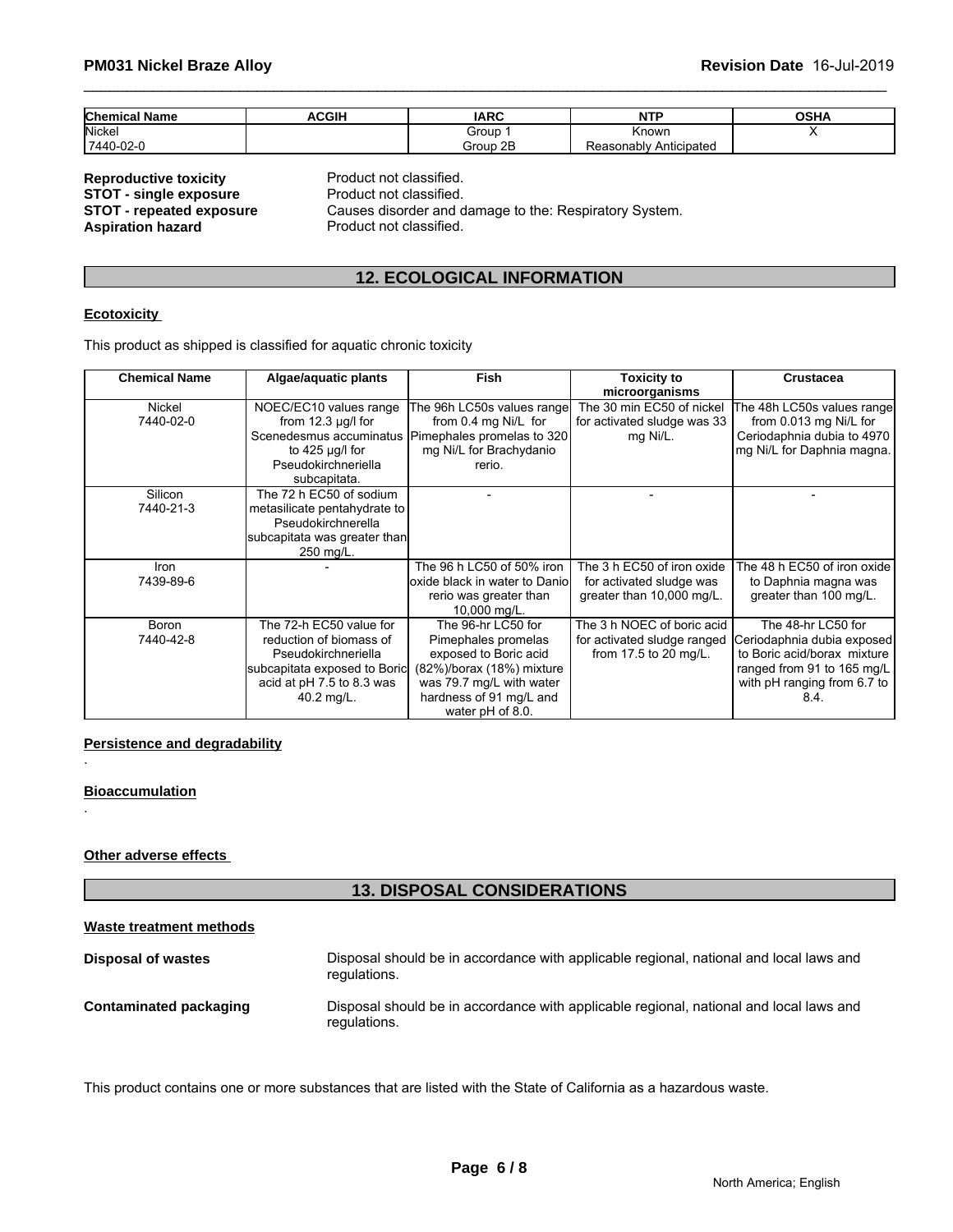| Chemical Name | ACGIH | IARC | NTP | OSHA |
| --- | --- | --- | --- | --- |
| Nickel<br>7440-02-0 | | Group 1<br>Group 2B | Known<br>Reasonably Anticipated | X |

**Reproductive toxicity** Product not classified.
**STOT - single exposure** Product not classified.
**STOT - repeated exposure** Causes disorder and damage to the: Respiratory System.
**Aspiration hazard** Product not classified.

## 12. ECOLOGICAL INFORMATION

**Ecotoxicity**

This product as shipped is classified for aquatic chronic toxicity

| Chemical Name | Algae/aquatic plants | Fish | Toxicity to microorganisms | Crustacea |
| --- | --- | --- | --- | --- |
| Nickel<br>7440-02-0 | NOEC/EC10 values range from 12.3 µg/l for Scenedesmus accuminatus to 425 µg/l for Pseudokirchneriella subcapitata. | The 96h LC50s values range from 0.4 mg Ni/L for Pimephales promelas to 320 mg Ni/L for Brachydanio rerio. | The 30 min EC50 of nickel for activated sludge was 33 mg Ni/L. | The 48h LC50s values range from 0.013 mg Ni/L for Ceriodaphnia dubia to 4970 mg Ni/L for Daphnia magna. |
| Silicon<br>7440-21-3 | The 72 h EC50 of sodium metasilicate pentahydrate to Pseudokirchnerella subcapitata was greater than 250 mg/L. | - | - | - |
| Iron<br>7439-89-6 | - | The 96 h LC50 of 50% iron oxide black in water to Danio rerio was greater than 10,000 mg/L. | The 3 h EC50 of iron oxide for activated sludge was greater than 10,000 mg/L. | The 48 h EC50 of iron oxide to Daphnia magna was greater than 100 mg/L. |
| Boron<br>7440-42-8 | The 72-h EC50 value for reduction of biomass of Pseudokirchneriella subcapitata exposed to Boric acid at pH 7.5 to 8.3 was 40.2 mg/L. | The 96-hr LC50 for Pimephales promelas exposed to Boric acid (82%)/borax (18%) mixture was 79.7 mg/L with water hardness of 91 mg/L and water pH of 8.0. | The 3 h NOEC of boric acid for activated sludge ranged from 17.5 to 20 mg/L. | The 48-hr LC50 for Ceriodaphnia dubia exposed to Boric acid/borax mixture ranged from 91 to 165 mg/L with pH ranging from 6.7 to 8.4. |

**Persistence and degradability**

.

**Bioaccumulation**

.

**Other adverse effects**

## 13. DISPOSAL CONSIDERATIONS

**Waste treatment methods**

**Disposal of wastes** Disposal should be in accordance with applicable regional, national and local laws and regulations.

**Contaminated packaging** Disposal should be in accordance with applicable regional, national and local laws and regulations.

This product contains one or more substances that are listed with the State of California as a hazardous waste.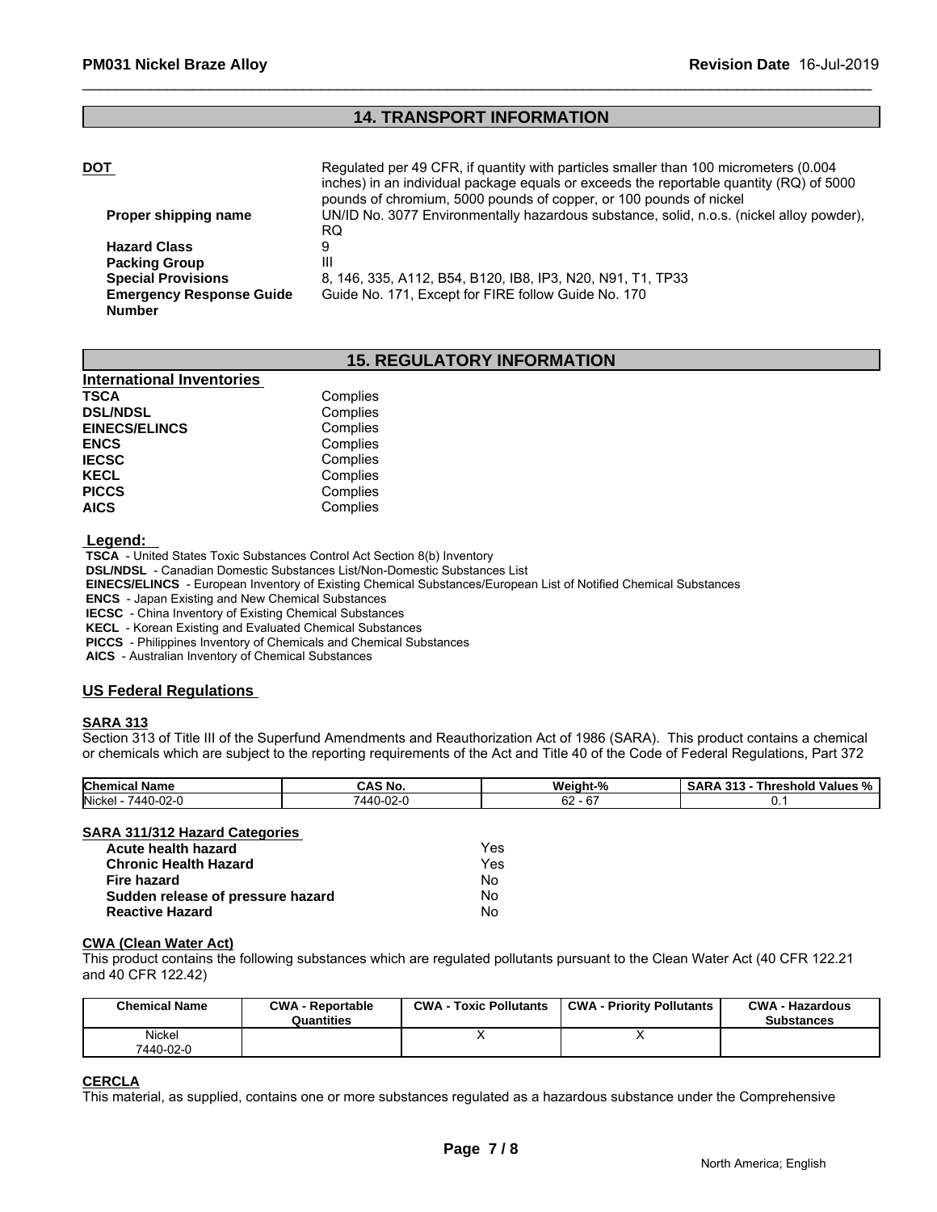## 14. TRANSPORT INFORMATION

**DOT** Regulated per 49 CFR, if quantity with particles smaller than 100 micrometers (0.004 inches) in an individual package equals or exceeds the reportable quantity (RQ) of 5000 pounds of chromium, 5000 pounds of copper, or 100 pounds of nickel

**Proper shipping name** UN/ID No. 3077 Environmentally hazardous substance, solid, n.o.s. (nickel alloy powder), RQ

**Hazard Class** 9

**Packing Group** III

**Special Provisions** 8, 146, 335, A112, B54, B120, IB8, IP3, N20, N91, T1, TP33

**Emergency Response Guide Number** Guide No. 171, Except for FIRE follow Guide No. 170

## 15. REGULATORY INFORMATION

**International Inventories**

| | |
|---|---|
| **TSCA** | Complies |
| **DSL/NDSL** | Complies |
| **EINECS/ELINCS** | Complies |
| **ENCS** | Complies |
| **IECSC** | Complies |
| **KECL** | Complies |
| **PICCS** | Complies |
| **AICS** | Complies |

**Legend:**

**TSCA** - United States Toxic Substances Control Act Section 8(b) Inventory
**DSL/NDSL** - Canadian Domestic Substances List/Non-Domestic Substances List
**EINECS/ELINCS** - European Inventory of Existing Chemical Substances/European List of Notified Chemical Substances
**ENCS** - Japan Existing and New Chemical Substances
**IECSC** - China Inventory of Existing Chemical Substances
**KECL** - Korean Existing and Evaluated Chemical Substances
**PICCS** - Philippines Inventory of Chemicals and Chemical Substances
**AICS** - Australian Inventory of Chemical Substances

### US Federal Regulations

**SARA 313**

Section 313 of Title III of the Superfund Amendments and Reauthorization Act of 1986 (SARA). This product contains a chemical or chemicals which are subject to the reporting requirements of the Act and Title 40 of the Code of Federal Regulations, Part 372

| Chemical Name | CAS No. | Weight-% | SARA 313 - Threshold Values % |
|---|---|---|---|
| Nickel - 7440-02-0 | 7440-02-0 | 62 - 67 | 0.1 |

**SARA 311/312 Hazard Categories**

| | |
|---|---|
| **Acute health hazard** | Yes |
| **Chronic Health Hazard** | Yes |
| **Fire hazard** | No |
| **Sudden release of pressure hazard** | No |
| **Reactive Hazard** | No |

**CWA (Clean Water Act)**

This product contains the following substances which are regulated pollutants pursuant to the Clean Water Act (40 CFR 122.21 and 40 CFR 122.42)

| Chemical Name | CWA - Reportable Quantities | CWA - Toxic Pollutants | CWA - Priority Pollutants | CWA - Hazardous Substances |
|---|---|---|---|---|
| Nickel 7440-02-0 | | X | X | |

**CERCLA**

This material, as supplied, contains one or more substances regulated as a hazardous substance under the Comprehensive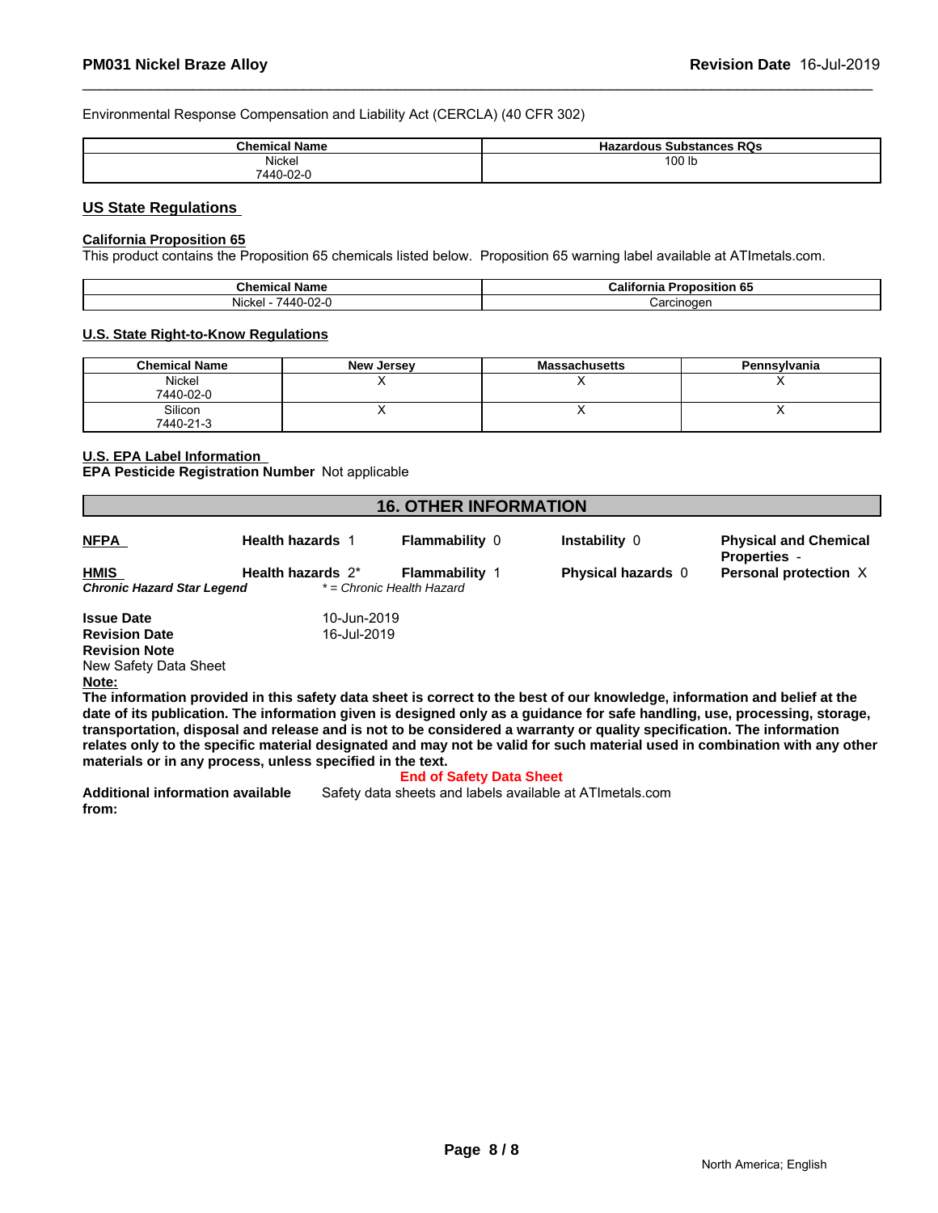Environmental Response Compensation and Liability Act (CERCLA) (40 CFR 302)

| Chemical Name | Hazardous Substances RQs |
| --- | --- |
| Nickel<br>7440-02-0 | 100 lb |

## US State Regulations

### California Proposition 65

This product contains the Proposition 65 chemicals listed below. Proposition 65 warning label available at ATImetals.com.

| Chemical Name | California Proposition 65 |
| --- | --- |
| Nickel - 7440-02-0 | Carcinogen |

### U.S. State Right-to-Know Regulations

| Chemical Name | New Jersey | Massachusetts | Pennsylvania |
| --- | --- | --- | --- |
| Nickel<br>7440-02-0 | X | X | X |
| Silicon<br>7440-21-3 | X | X | X |

### U.S. EPA Label Information

**EPA Pesticide Registration Number** Not applicable

## 16. OTHER INFORMATION

**NFPA** — **Health hazards** 1 — **Flammability** 0 — **Instability** 0 — **Physical and Chemical Properties** -

**HMIS** — **Health hazards** 2* — **Flammability** 1 — **Physical hazards** 0 — **Personal protection** X

***Chronic Hazard Star Legend*** *\* = Chronic Health Hazard*

**Issue Date** 10-Jun-2019

**Revision Date** 16-Jul-2019

**Revision Note**

New Safety Data Sheet

**Note:**

**The information provided in this safety data sheet is correct to the best of our knowledge, information and belief at the date of its publication. The information given is designed only as a guidance for safe handling, use, processing, storage, transportation, disposal and release and is not to be considered a warranty or quality specification. The information relates only to the specific material designated and may not be valid for such material used in combination with any other materials or in any process, unless specified in the text.**

**End of Safety Data Sheet**

**Additional information available from:** Safety data sheets and labels available at ATImetals.com